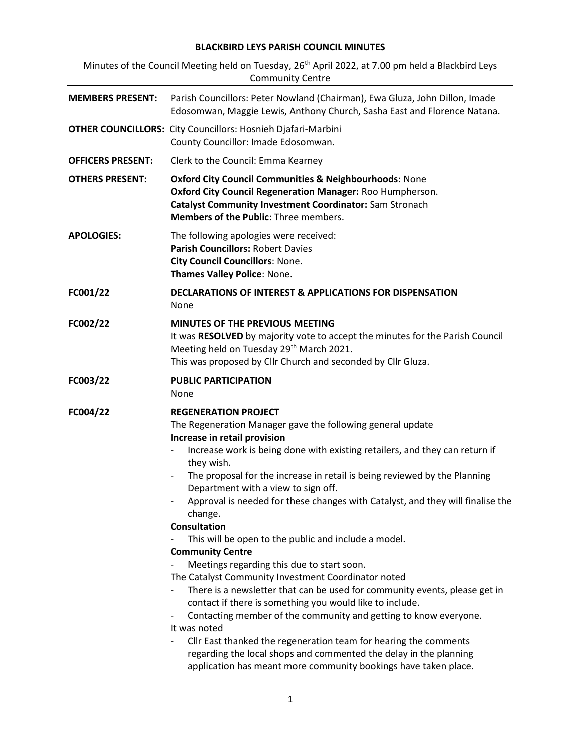# BLACKBIRD LEYS PARISH COUNCIL MINUTES

Minutes of the Council Meeting held on Tuesday, 26th April 2022, at 7.00 pm held a Blackbird Leys Community Centre

**MEMBERS PRESENT:** Parish Councillors: Peter Nowland (Chairman), Ewa Gluza, John Dillon, Imade Edosomwan, Maggie Lewis, Anthony Church, Sasha East and Florence Natana.

**OTHER COUNCILLORS:** City Councillors: Hosnieh Djafari-Marbini
County Councillor: Imade Edosomwan.

**OFFICERS PRESENT:** Clerk to the Council: Emma Kearney

**OTHERS PRESENT:**
**Oxford City Council Communities & Neighbourhoods**: None
**Oxford City Council Regeneration Manager:** Roo Humpherson.
**Catalyst Community Investment Coordinator:** Sam Stronach
**Members of the Public**: Three members.

**APOLOGIES:** The following apologies were received:
**Parish Councillors:** Robert Davies
**City Council Councillors**: None.
**Thames Valley Police**: None.

**FC001/22** **DECLARATIONS OF INTEREST & APPLICATIONS FOR DISPENSATION**
None

**FC002/22** **MINUTES OF THE PREVIOUS MEETING**
It was **RESOLVED** by majority vote to accept the minutes for the Parish Council Meeting held on Tuesday 29th March 2021.
This was proposed by Cllr Church and seconded by Cllr Gluza.

**FC003/22** **PUBLIC PARTICIPATION**
None

**FC004/22** **REGENERATION PROJECT**
The Regeneration Manager gave the following general update

**Increase in retail provision**

- Increase work is being done with existing retailers, and they can return if they wish.
- The proposal for the increase in retail is being reviewed by the Planning Department with a view to sign off.
- Approval is needed for these changes with Catalyst, and they will finalise the change.

**Consultation**

- This will be open to the public and include a model.

**Community Centre**

- Meetings regarding this due to start soon.

The Catalyst Community Investment Coordinator noted

- There is a newsletter that can be used for community events, please get in contact if there is something you would like to include.
- Contacting member of the community and getting to know everyone.

It was noted

- Cllr East thanked the regeneration team for hearing the comments regarding the local shops and commented the delay in the planning application has meant more community bookings have taken place.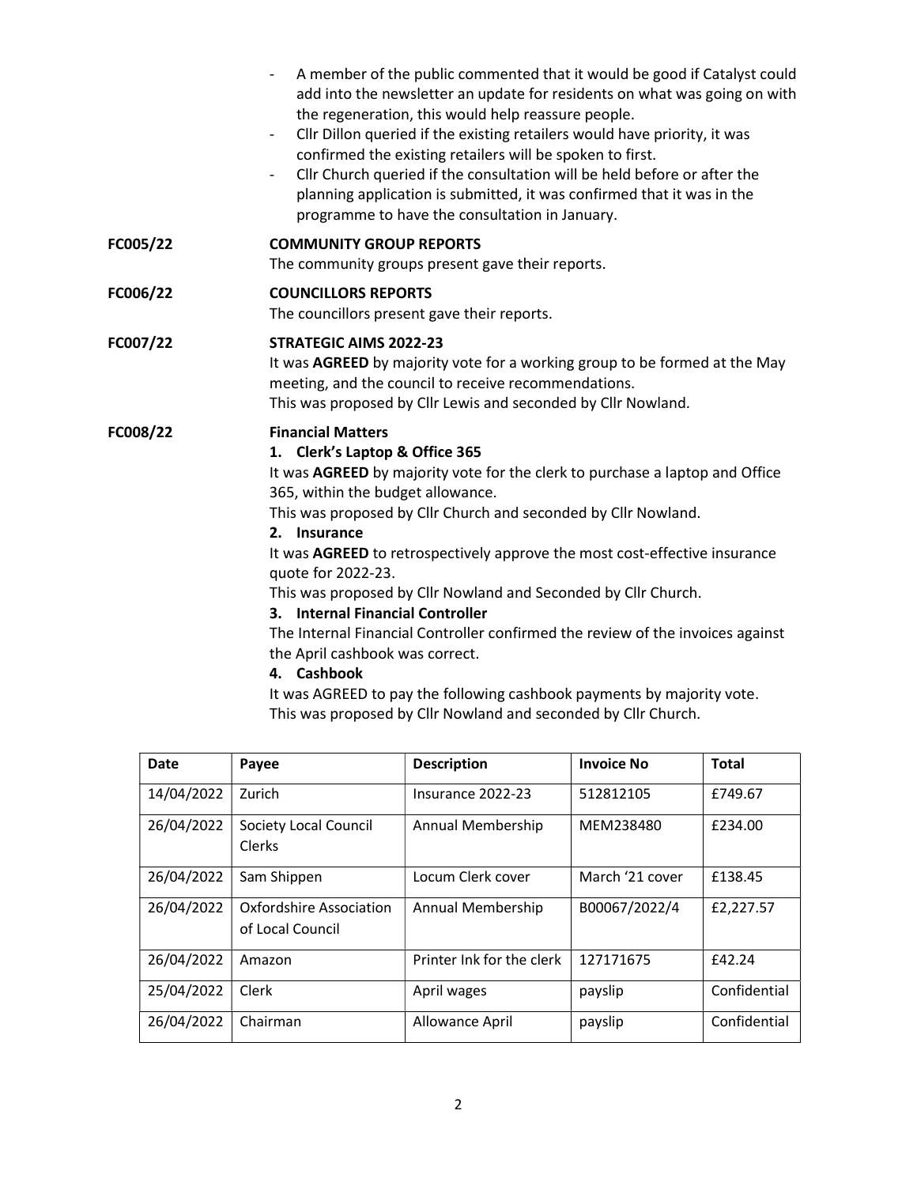- A member of the public commented that it would be good if Catalyst could add into the newsletter an update for residents on what was going on with the regeneration, this would help reassure people.
- Cllr Dillon queried if the existing retailers would have priority, it was confirmed the existing retailers will be spoken to first.
- Cllr Church queried if the consultation will be held before or after the planning application is submitted, it was confirmed that it was in the programme to have the consultation in January.

**FC005/22** **COMMUNITY GROUP REPORTS**
The community groups present gave their reports.

**FC006/22** **COUNCILLORS REPORTS**
The councillors present gave their reports.

**FC007/22** **STRATEGIC AIMS 2022-23**
It was **AGREED** by majority vote for a working group to be formed at the May meeting, and the council to receive recommendations.
This was proposed by Cllr Lewis and seconded by Cllr Nowland.

**FC008/22** **Financial Matters**

1. **Clerk's Laptop & Office 365**

It was **AGREED** by majority vote for the clerk to purchase a laptop and Office 365, within the budget allowance.
This was proposed by Cllr Church and seconded by Cllr Nowland.

2. **Insurance**

It was **AGREED** to retrospectively approve the most cost-effective insurance quote for 2022-23.
This was proposed by Cllr Nowland and Seconded by Cllr Church.

3. **Internal Financial Controller**

The Internal Financial Controller confirmed the review of the invoices against the April cashbook was correct.

4. **Cashbook**

It was AGREED to pay the following cashbook payments by majority vote.
This was proposed by Cllr Nowland and seconded by Cllr Church.

| Date | Payee | Description | Invoice No | Total |
|---|---|---|---|---|
| 14/04/2022 | Zurich | Insurance 2022-23 | 512812105 | £749.67 |
| 26/04/2022 | Society Local Council Clerks | Annual Membership | MEM238480 | £234.00 |
| 26/04/2022 | Sam Shippen | Locum Clerk cover | March '21 cover | £138.45 |
| 26/04/2022 | Oxfordshire Association of Local Council | Annual Membership | B00067/2022/4 | £2,227.57 |
| 26/04/2022 | Amazon | Printer Ink for the clerk | 127171675 | £42.24 |
| 25/04/2022 | Clerk | April wages | payslip | Confidential |
| 26/04/2022 | Chairman | Allowance April | payslip | Confidential |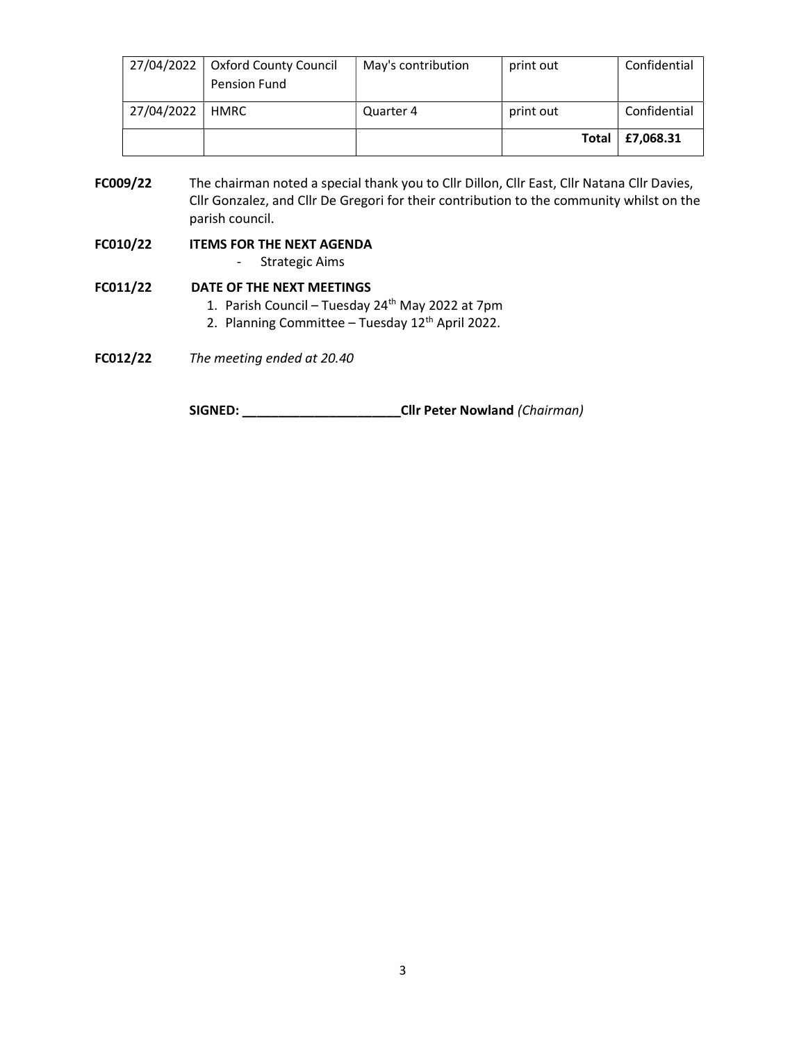| | | | | |
|---|---|---|---|---|
| 27/04/2022 | Oxford County Council Pension Fund | May's contribution | print out | Confidential |
| 27/04/2022 | HMRC | Quarter 4 | print out | Confidential |
| | | | **Total** | **£7,068.31** |

**FC009/22** The chairman noted a special thank you to Cllr Dillon, Cllr East, Cllr Natana Cllr Davies, Cllr Gonzalez, and Cllr De Gregori for their contribution to the community whilst on the parish council.

**FC010/22 ITEMS FOR THE NEXT AGENDA**

- Strategic Aims

**FC011/22 DATE OF THE NEXT MEETINGS**

1. Parish Council – Tuesday 24th May 2022 at 7pm
2. Planning Committee – Tuesday 12th April 2022.

**FC012/22** *The meeting ended at 20.40*

**SIGNED: ______________________Cllr Peter Nowland** *(Chairman)*